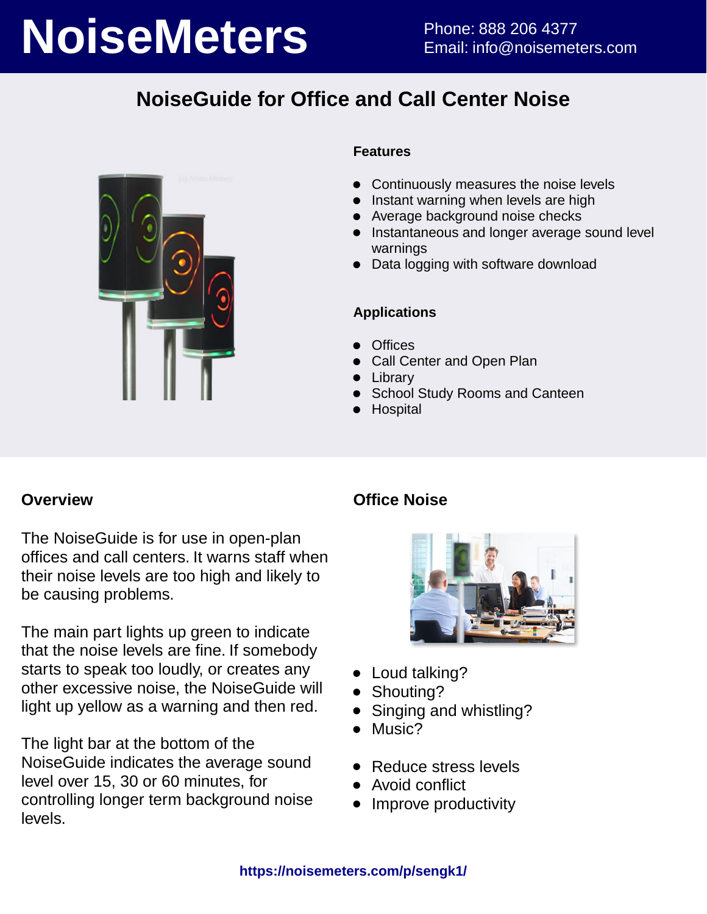# NoiseMeters

Phone: 888 206 4377
Email: info@noisemeters.com

## NoiseGuide for Office and Call Center Noise

### Features

- Continuously measures the noise levels
- Instant warning when levels are high
- Average background noise checks
- Instantaneous and longer average sound level warnings
- Data logging with software download

### Applications

- Offices
- Call Center and Open Plan
- Library
- School Study Rooms and Canteen
- Hospital

### Overview

The NoiseGuide is for use in open-plan offices and call centers. It warns staff when their noise levels are too high and likely to be causing problems.

The main part lights up green to indicate that the noise levels are fine. If somebody starts to speak too loudly, or creates any other excessive noise, the NoiseGuide will light up yellow as a warning and then red.

The light bar at the bottom of the NoiseGuide indicates the average sound level over 15, 30 or 60 minutes, for controlling longer term background noise levels.

### Office Noise

- Loud talking?
- Shouting?
- Singing and whistling?
- Music?

- Reduce stress levels
- Avoid conflict
- Improve productivity

https://noisemeters.com/p/sengk1/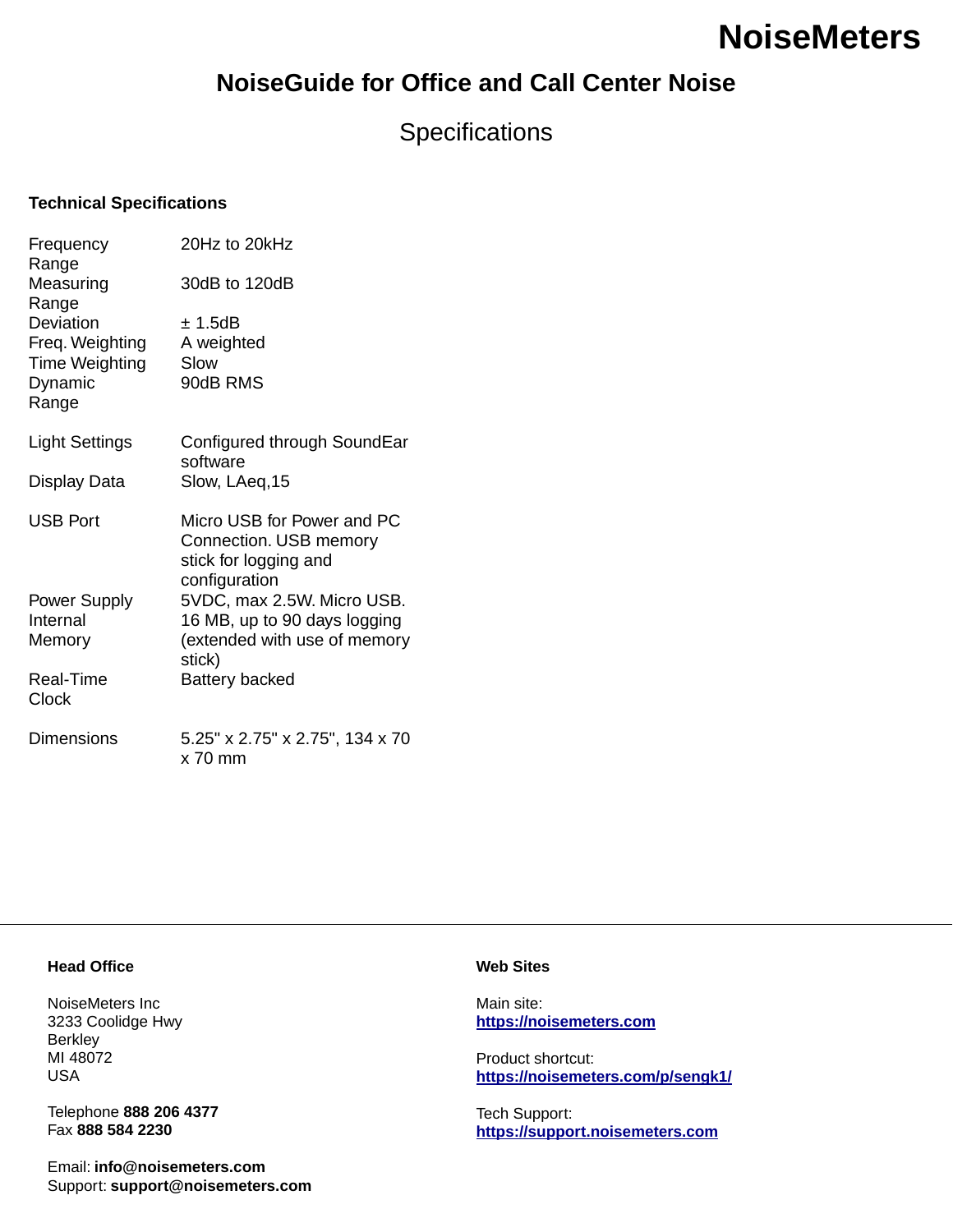# NoiseMeters

## NoiseGuide for Office and Call Center Noise

### Specifications

**Technical Specifications**

| | |
|---|---|
| Frequency Range | 20Hz to 20kHz |
| Measuring Range | 30dB to 120dB |
| Deviation | ± 1.5dB |
| Freq. Weighting | A weighted |
| Time Weighting | Slow |
| Dynamic Range | 90dB RMS |
| Light Settings | Configured through SoundEar software |
| Display Data | Slow, LAeq,15 |
| USB Port | Micro USB for Power and PC Connection. USB memory stick for logging and configuration |
| Power Supply | 5VDC, max 2.5W. Micro USB. |
| Internal Memory | 16 MB, up to 90 days logging (extended with use of memory stick) |
| Real-Time Clock | Battery backed |
| Dimensions | 5.25" x 2.75" x 2.75", 134 x 70 x 70 mm |

**Head Office**

NoiseMeters Inc
3233 Coolidge Hwy
Berkley
MI 48072
USA

Telephone **888 206 4377**
Fax **888 584 2230**

Email: **info@noisemeters.com**
Support: **support@noisemeters.com**

**Web Sites**

Main site:
**https://noisemeters.com**

Product shortcut:
**https://noisemeters.com/p/sengk1/**

Tech Support:
**https://support.noisemeters.com**